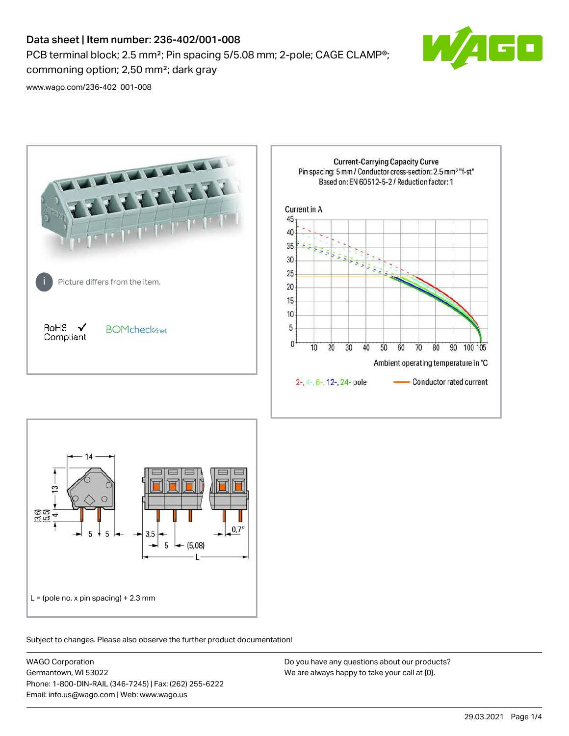# Data sheet | Item number: 236-402/001-008

PCB terminal block; 2.5 mm²; Pin spacing 5/5.08 mm; 2-pole; CAGE CLAMP®; commoning option; 2,50 mm²; dark gray

www.wago.com/236-402_001-008

Picture differs from the item.

RoHS ✓ Compliant

BOMcheck.net

Current-Carrying Capacity Curve
Pin spacing: 5 mm / Conductor cross-section: 2.5 mm² "f-st"
Based on: EN 60512-5-2 / Reduction factor: 1

Current in A

45
40
35
30
25
20
15
10
5
0

10 20 30 40 50 60 70 80 90 100 105

Ambient operating temperature in °C

2-, 4-, 6-, 12-, 24- pole

Conductor rated current

14
13
(3,6)
(5,5)
4
5 5
3,5
5
(5,08)
0,7°
L

L = (pole no. x pin spacing) + 2.3 mm

Subject to changes. Please also observe the further product documentation!

WAGO Corporation
Germantown, WI 53022
Phone: 1-800-DIN-RAIL (346-7245) | Fax: (262) 255-6222
Email: info.us@wago.com | Web: www.wago.us

Do you have any questions about our products?
We are always happy to take your call at {0}.

29.03.2021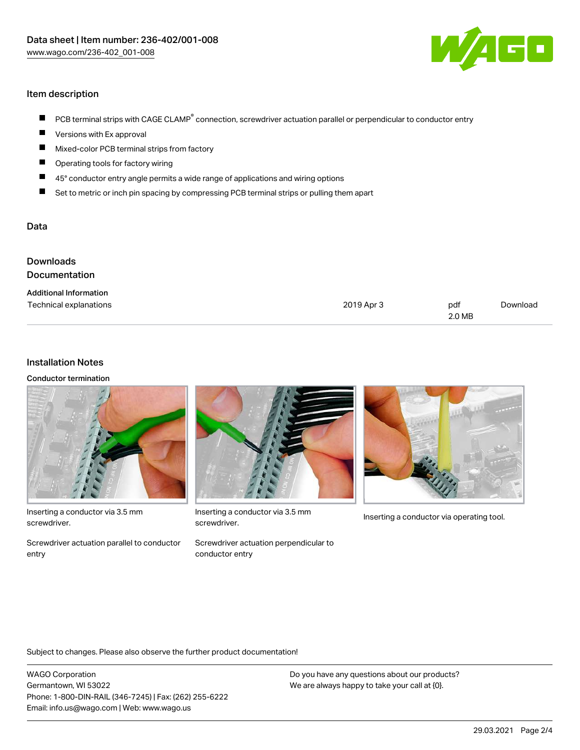Data sheet | Item number: 236-402/001-008
www.wago.com/236-402_001-008

## Item description

- PCB terminal strips with CAGE CLAMP® connection, screwdriver actuation parallel or perpendicular to conductor entry
- Versions with Ex approval
- Mixed-color PCB terminal strips from factory
- Operating tools for factory wiring
- 45° conductor entry angle permits a wide range of applications and wiring options
- Set to metric or inch pin spacing by compressing PCB terminal strips or pulling them apart

## Data

## Downloads

## Documentation

### Additional Information

| | | | |
|---|---|---|---|
| Technical explanations | 2019 Apr 3 | pdf 2.0 MB | Download |

## Installation Notes

### Conductor termination

Inserting a conductor via 3.5 mm screwdriver.

Screwdriver actuation parallel to conductor entry

Inserting a conductor via 3.5 mm screwdriver.

Screwdriver actuation perpendicular to conductor entry

Inserting a conductor via operating tool.

Subject to changes. Please also observe the further product documentation!

WAGO Corporation
Germantown, WI 53022
Phone: 1-800-DIN-RAIL (346-7245) | Fax: (262) 255-6222
Email: info.us@wago.com | Web: www.wago.us

Do you have any questions about our products?
We are always happy to take your call at {0}.

29.03.2021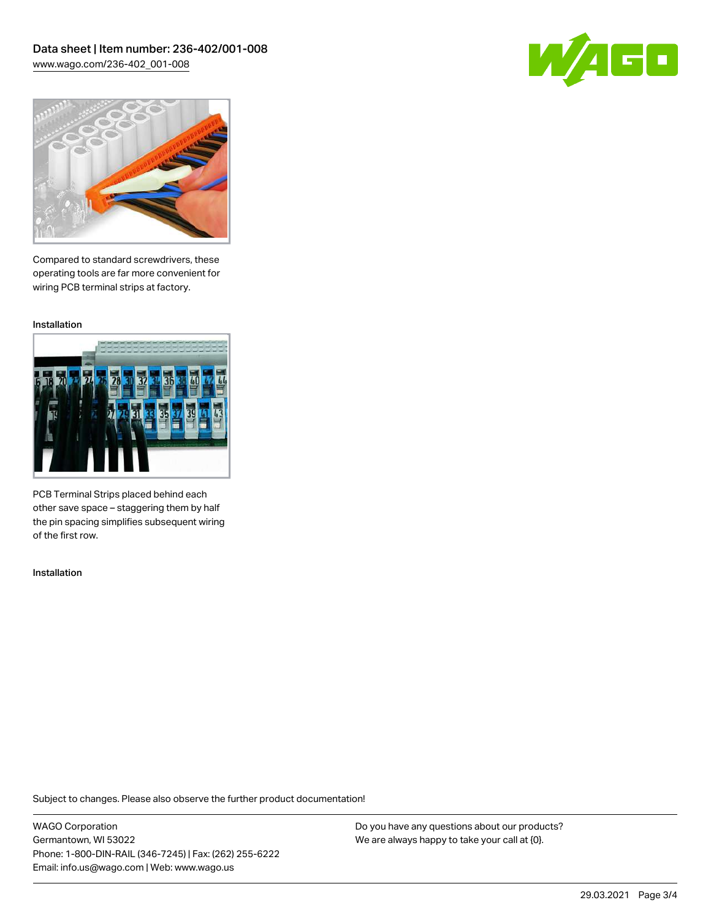Compared to standard screwdrivers, these operating tools are far more convenient for wiring PCB terminal strips at factory.

Installation

PCB Terminal Strips placed behind each other save space – staggering them by half the pin spacing simplifies subsequent wiring of the first row.

Installation

Subject to changes. Please also observe the further product documentation!

WAGO Corporation
Germantown, WI 53022
Phone: 1-800-DIN-RAIL (346-7245) | Fax: (262) 255-6222
Email: info.us@wago.com | Web: www.wago.us

Do you have any questions about our products?
We are always happy to take your call at {0}.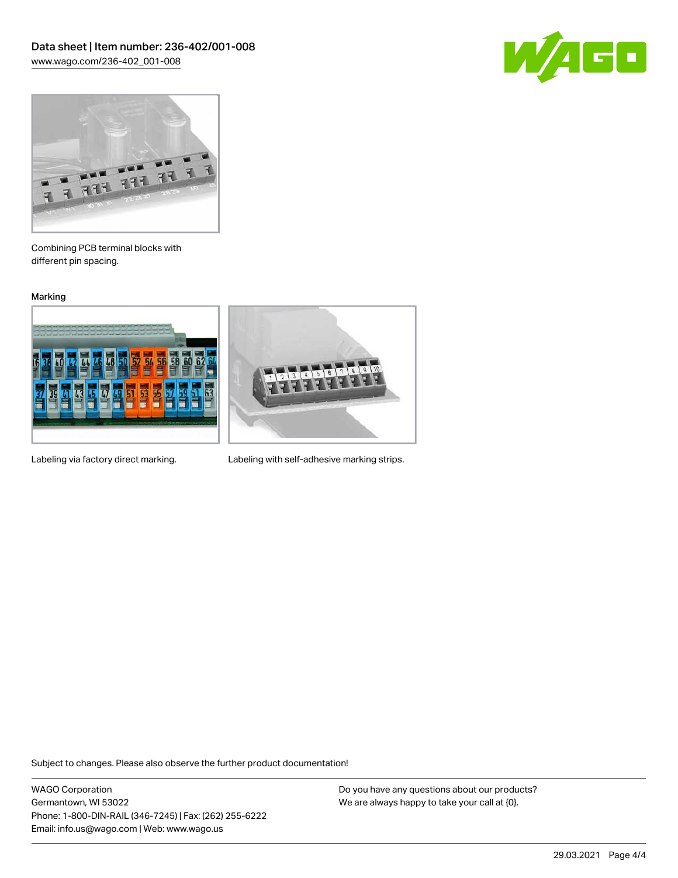Combining PCB terminal blocks with different pin spacing.

Marking

Labeling via factory direct marking.

Labeling with self-adhesive marking strips.

Subject to changes. Please also observe the further product documentation!

WAGO Corporation
Germantown, WI 53022
Phone: 1-800-DIN-RAIL (346-7245) | Fax: (262) 255-6222
Email: info.us@wago.com | Web: www.wago.us

Do you have any questions about our products?
We are always happy to take your call at {0}.